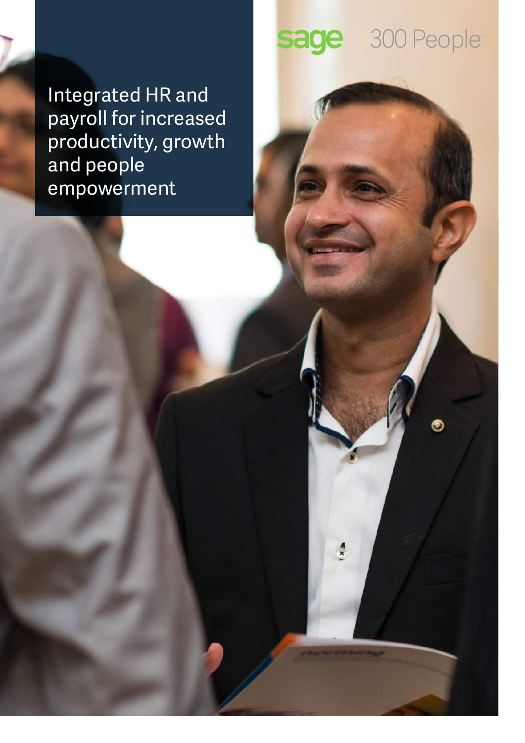sage | 300 People

# Integrated HR and payroll for increased productivity, growth and people empowerment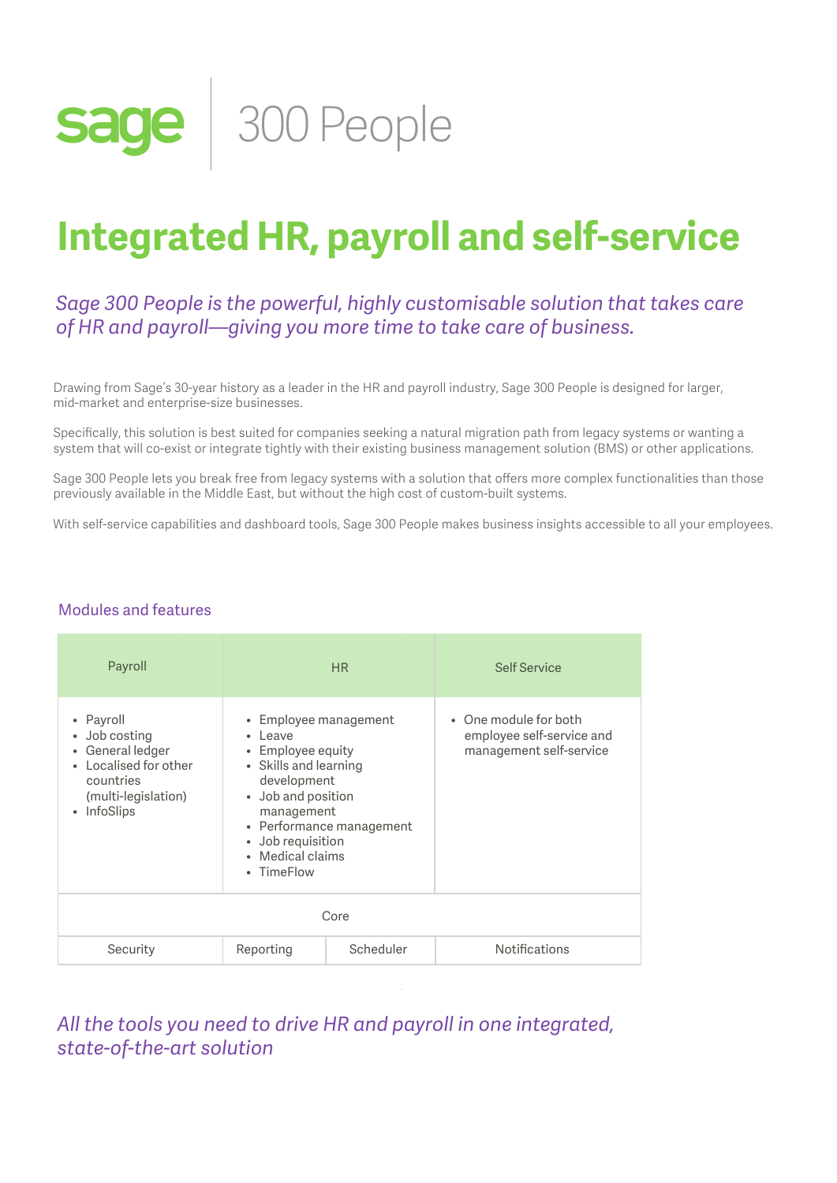# sage | 300 People

# Integrated HR, payroll and self-service

*Sage 300 People is the powerful, highly customisable solution that takes care of HR and payroll—giving you more time to take care of business.*

Drawing from Sage's 30-year history as a leader in the HR and payroll industry, Sage 300 People is designed for larger, mid-market and enterprise-size businesses.

Specifically, this solution is best suited for companies seeking a natural migration path from legacy systems or wanting a system that will co-exist or integrate tightly with their existing business management solution (BMS) or other applications.

Sage 300 People lets you break free from legacy systems with a solution that offers more complex functionalities than those previously available in the Middle East, but without the high cost of custom-built systems.

With self-service capabilities and dashboard tools, Sage 300 People makes business insights accessible to all your employees.

## Modules and features

| Payroll | HR | | Self Service |
|---|---|---|---|
| • Payroll<br>• Job costing<br>• General ledger<br>• Localised for other countries (multi-legislation)<br>• InfoSlips | • Employee management<br>• Leave<br>• Employee equity<br>• Skills and learning development<br>• Job and position management<br>• Performance management<br>• Job requisition<br>• Medical claims<br>• TimeFlow | | • One module for both employee self-service and management self-service |
| Core | | | |
| Security | Reporting | Scheduler | Notifications |

*All the tools you need to drive HR and payroll in one integrated, state-of-the-art solution*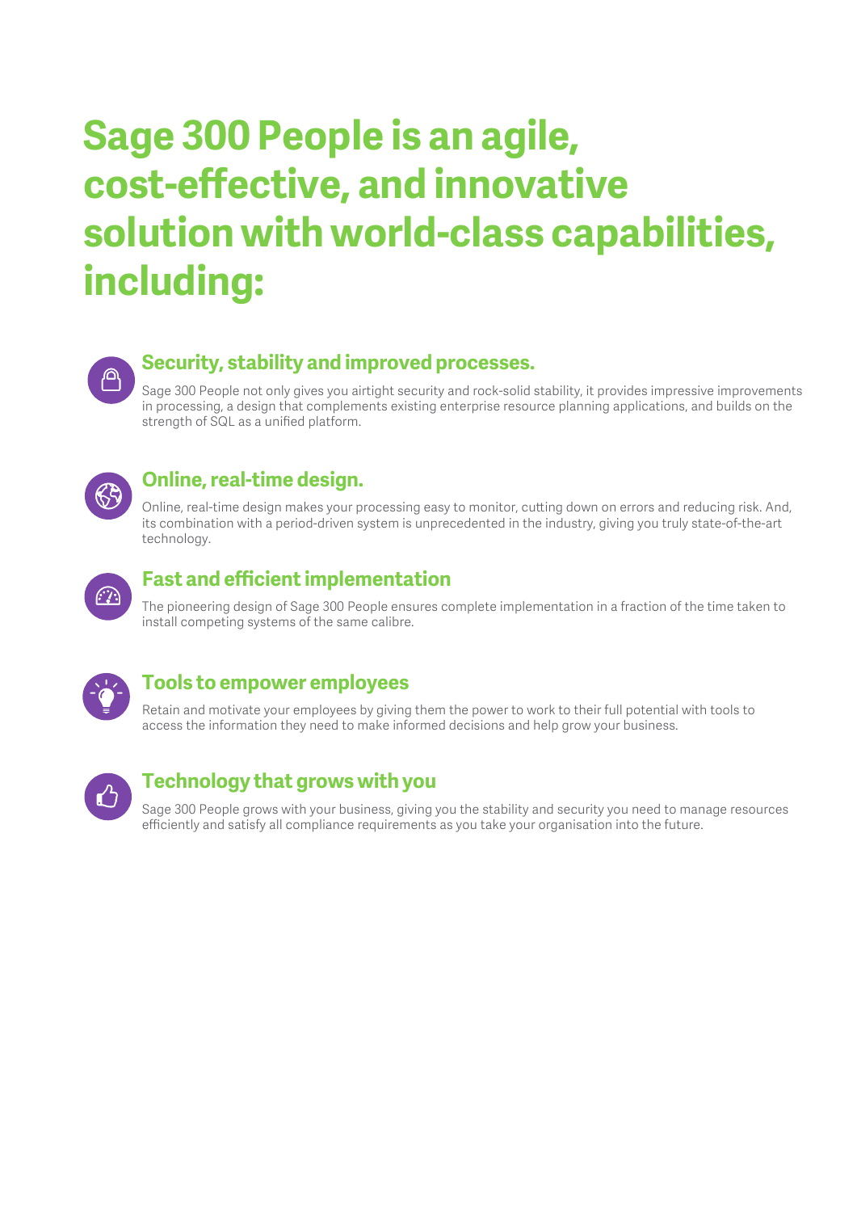# Sage 300 People is an agile, cost-effective, and innovative solution with world-class capabilities, including:

## Security, stability and improved processes.

Sage 300 People not only gives you airtight security and rock-solid stability, it provides impressive improvements in processing, a design that complements existing enterprise resource planning applications, and builds on the strength of SQL as a unified platform.

## Online, real-time design.

Online, real-time design makes your processing easy to monitor, cutting down on errors and reducing risk. And, its combination with a period-driven system is unprecedented in the industry, giving you truly state-of-the-art technology.

## Fast and efficient implementation

The pioneering design of Sage 300 People ensures complete implementation in a fraction of the time taken to install competing systems of the same calibre.

## Tools to empower employees

Retain and motivate your employees by giving them the power to work to their full potential with tools to access the information they need to make informed decisions and help grow your business.

## Technology that grows with you

Sage 300 People grows with your business, giving you the stability and security you need to manage resources efficiently and satisfy all compliance requirements as you take your organisation into the future.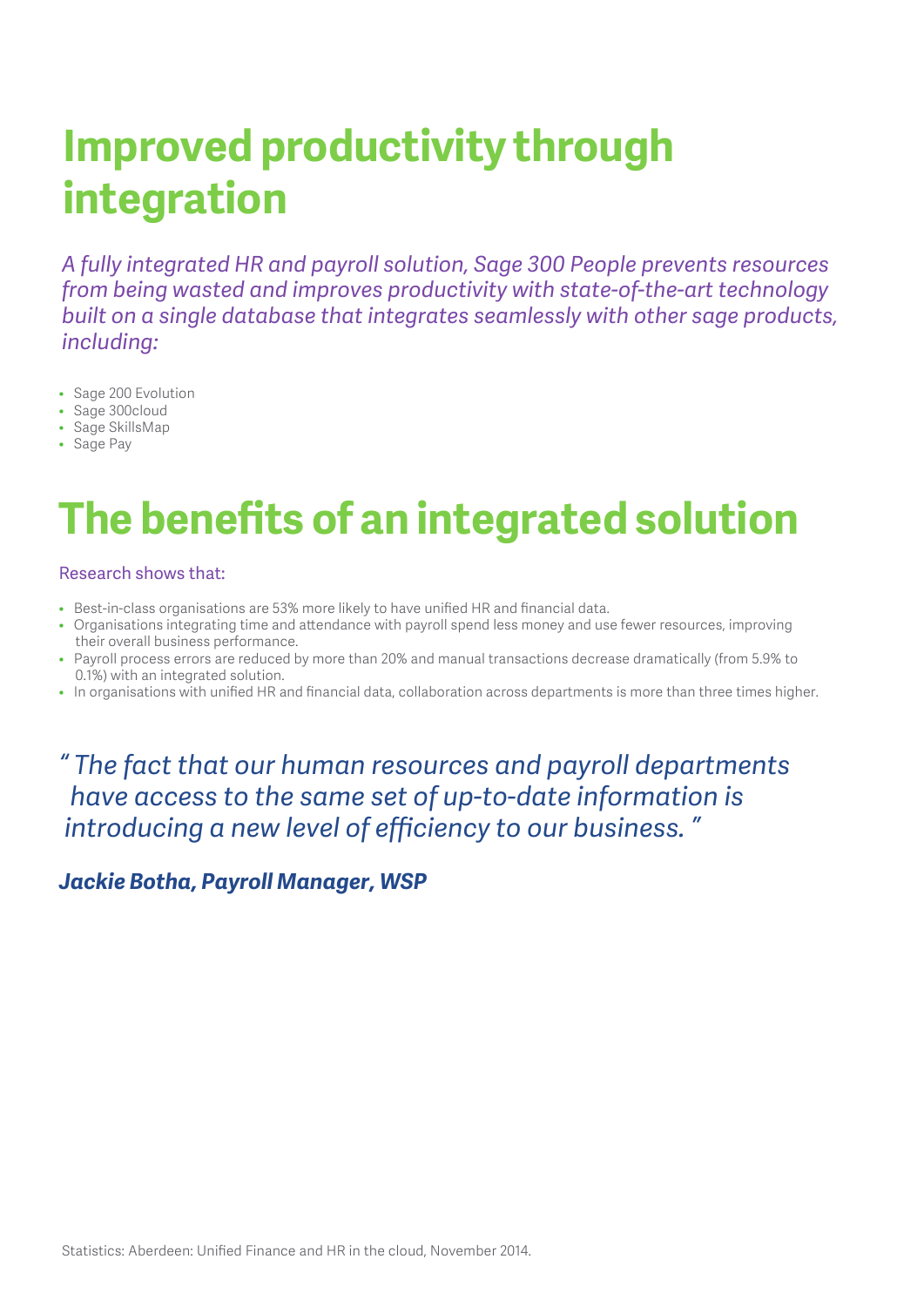# Improved productivity through integration

*A fully integrated HR and payroll solution, Sage 300 People prevents resources from being wasted and improves productivity with state-of-the-art technology built on a single database that integrates seamlessly with other sage products, including:*

- Sage 200 Evolution
- Sage 300cloud
- Sage SkillsMap
- Sage Pay

# The benefits of an integrated solution

Research shows that:

- Best-in-class organisations are 53% more likely to have unified HR and financial data.
- Organisations integrating time and attendance with payroll spend less money and use fewer resources, improving their overall business performance.
- Payroll process errors are reduced by more than 20% and manual transactions decrease dramatically (from 5.9% to 0.1%) with an integrated solution.
- In organisations with unified HR and financial data, collaboration across departments is more than three times higher.

*" The fact that our human resources and payroll departments have access to the same set of up-to-date information is introducing a new level of efficiency to our business. "*

***Jackie Botha, Payroll Manager, WSP***

Statistics: Aberdeen: Unified Finance and HR in the cloud, November 2014.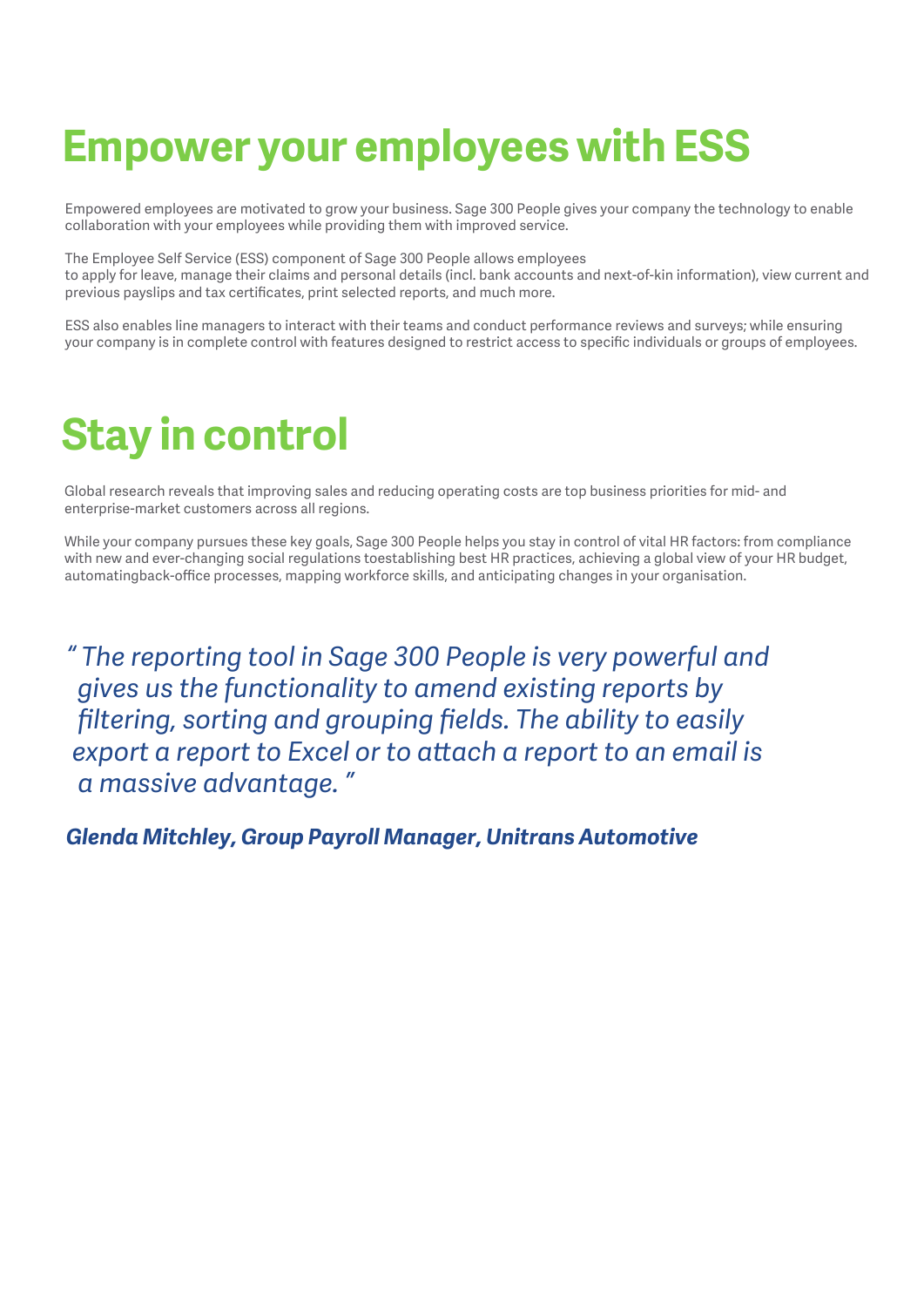# Empower your employees with ESS

Empowered employees are motivated to grow your business. Sage 300 People gives your company the technology to enable collaboration with your employees while providing them with improved service.

The Employee Self Service (ESS) component of Sage 300 People allows employees to apply for leave, manage their claims and personal details (incl. bank accounts and next-of-kin information), view current and previous payslips and tax certificates, print selected reports, and much more.

ESS also enables line managers to interact with their teams and conduct performance reviews and surveys; while ensuring your company is in complete control with features designed to restrict access to specific individuals or groups of employees.

# Stay in control

Global research reveals that improving sales and reducing operating costs are top business priorities for mid- and enterprise-market customers across all regions.

While your company pursues these key goals, Sage 300 People helps you stay in control of vital HR factors: from compliance with new and ever-changing social regulations toestablishing best HR practices, achieving a global view of your HR budget, automatingback-office processes, mapping workforce skills, and anticipating changes in your organisation.

*" The reporting tool in Sage 300 People is very powerful and gives us the functionality to amend existing reports by filtering, sorting and grouping fields. The ability to easily export a report to Excel or to attach a report to an email is a massive advantage. "*

***Glenda Mitchley, Group Payroll Manager, Unitrans Automotive***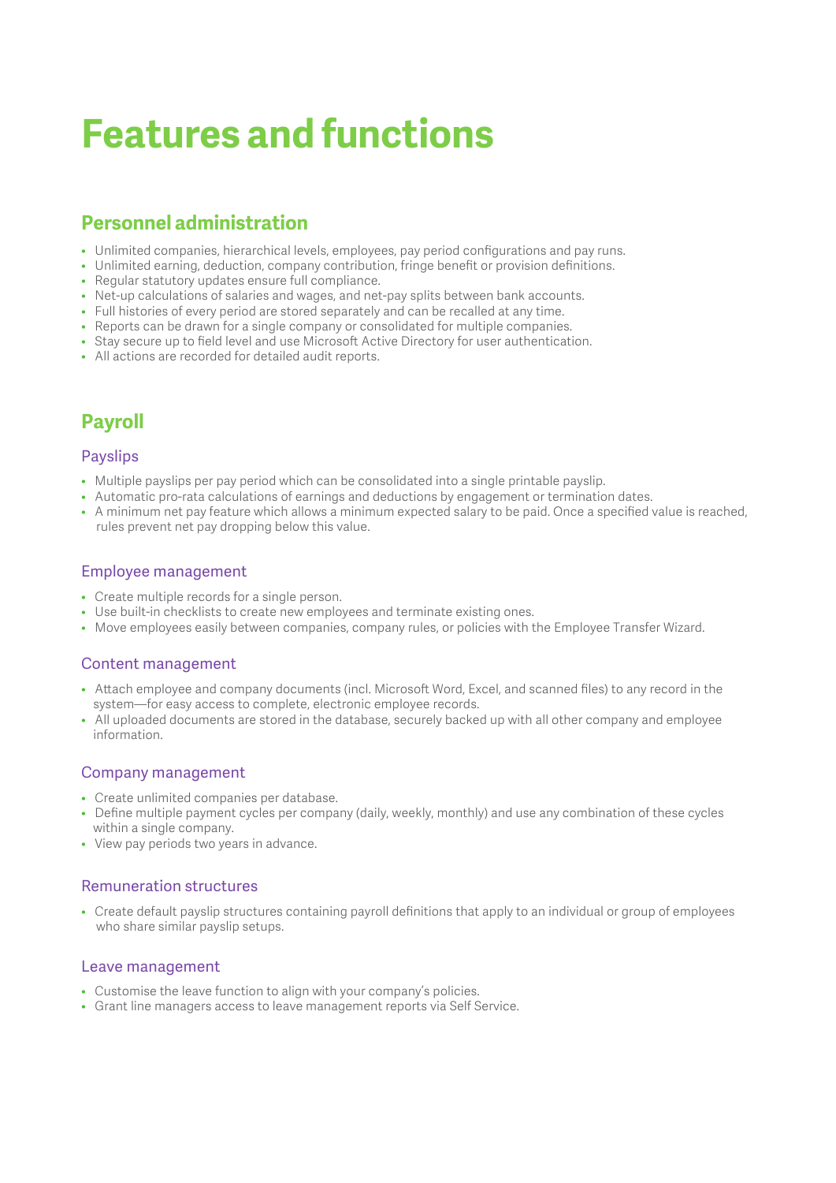# Features and functions

## Personnel administration

- Unlimited companies, hierarchical levels, employees, pay period configurations and pay runs.
- Unlimited earning, deduction, company contribution, fringe benefit or provision definitions.
- Regular statutory updates ensure full compliance.
- Net-up calculations of salaries and wages, and net-pay splits between bank accounts.
- Full histories of every period are stored separately and can be recalled at any time.
- Reports can be drawn for a single company or consolidated for multiple companies.
- Stay secure up to field level and use Microsoft Active Directory for user authentication.
- All actions are recorded for detailed audit reports.

## Payroll

### Payslips

- Multiple payslips per pay period which can be consolidated into a single printable payslip.
- Automatic pro-rata calculations of earnings and deductions by engagement or termination dates.
- A minimum net pay feature which allows a minimum expected salary to be paid. Once a specified value is reached, rules prevent net pay dropping below this value.

### Employee management

- Create multiple records for a single person.
- Use built-in checklists to create new employees and terminate existing ones.
- Move employees easily between companies, company rules, or policies with the Employee Transfer Wizard.

### Content management

- Attach employee and company documents (incl. Microsoft Word, Excel, and scanned files) to any record in the system—for easy access to complete, electronic employee records.
- All uploaded documents are stored in the database, securely backed up with all other company and employee information.

### Company management

- Create unlimited companies per database.
- Define multiple payment cycles per company (daily, weekly, monthly) and use any combination of these cycles within a single company.
- View pay periods two years in advance.

### Remuneration structures

- Create default payslip structures containing payroll definitions that apply to an individual or group of employees who share similar payslip setups.

### Leave management

- Customise the leave function to align with your company's policies.
- Grant line managers access to leave management reports via Self Service.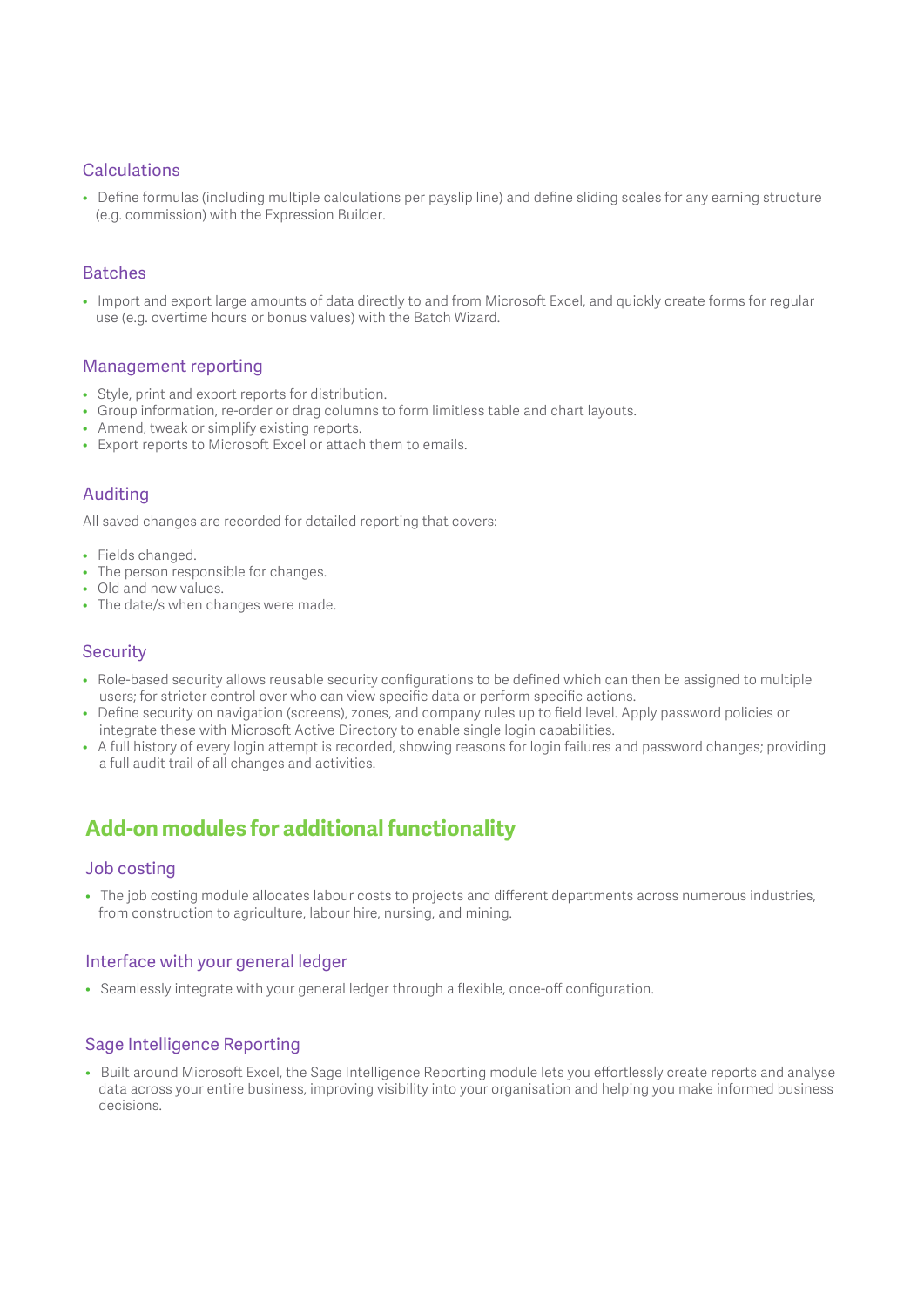### Calculations

- Define formulas (including multiple calculations per payslip line) and define sliding scales for any earning structure (e.g. commission) with the Expression Builder.

### Batches

- Import and export large amounts of data directly to and from Microsoft Excel, and quickly create forms for regular use (e.g. overtime hours or bonus values) with the Batch Wizard.

### Management reporting

- Style, print and export reports for distribution.
- Group information, re-order or drag columns to form limitless table and chart layouts.
- Amend, tweak or simplify existing reports.
- Export reports to Microsoft Excel or attach them to emails.

### Auditing

All saved changes are recorded for detailed reporting that covers:

- Fields changed.
- The person responsible for changes.
- Old and new values.
- The date/s when changes were made.

### Security

- Role-based security allows reusable security configurations to be defined which can then be assigned to multiple users; for stricter control over who can view specific data or perform specific actions.
- Define security on navigation (screens), zones, and company rules up to field level. Apply password policies or integrate these with Microsoft Active Directory to enable single login capabilities.
- A full history of every login attempt is recorded, showing reasons for login failures and password changes; providing a full audit trail of all changes and activities.

## Add-on modules for additional functionality

### Job costing

- The job costing module allocates labour costs to projects and different departments across numerous industries, from construction to agriculture, labour hire, nursing, and mining.

### Interface with your general ledger

- Seamlessly integrate with your general ledger through a flexible, once-off configuration.

### Sage Intelligence Reporting

- Built around Microsoft Excel, the Sage Intelligence Reporting module lets you effortlessly create reports and analyse data across your entire business, improving visibility into your organisation and helping you make informed business decisions.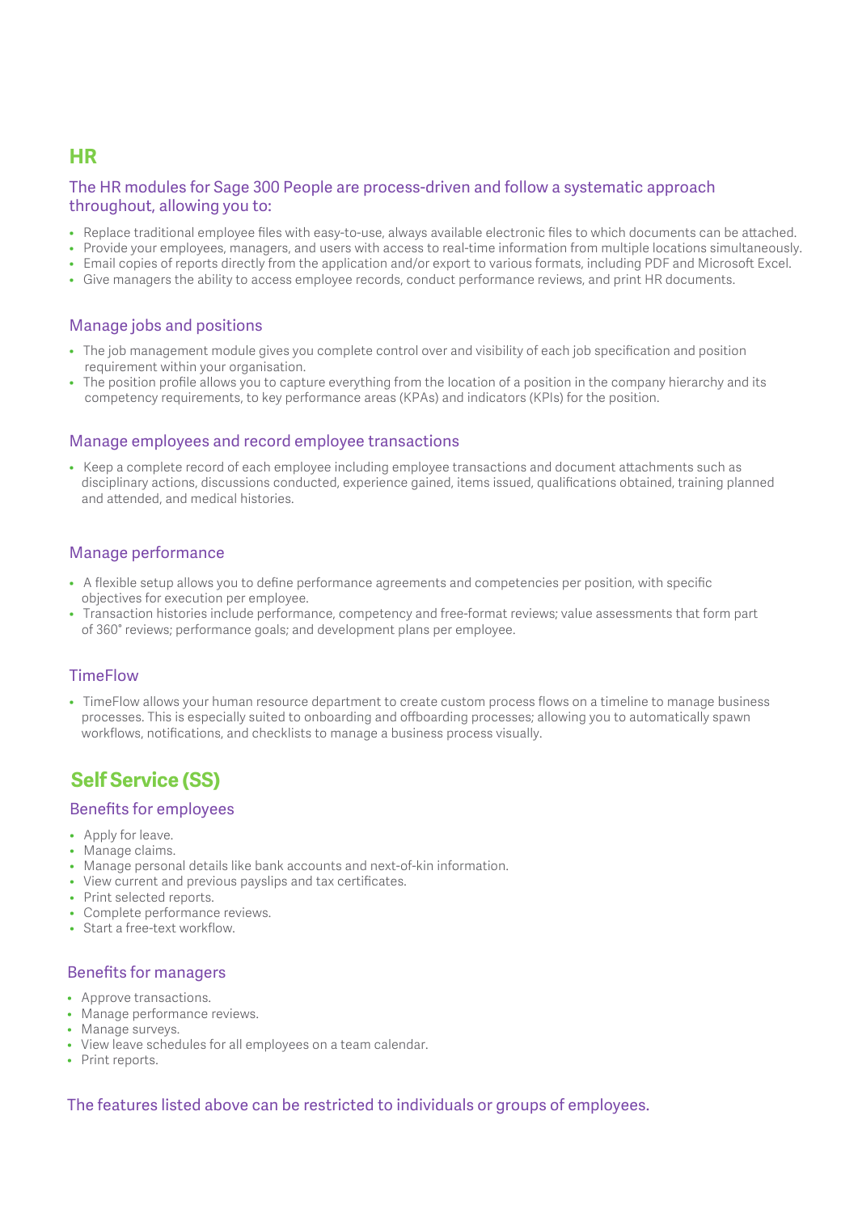## HR

### The HR modules for Sage 300 People are process-driven and follow a systematic approach throughout, allowing you to:

- Replace traditional employee files with easy-to-use, always available electronic files to which documents can be attached.
- Provide your employees, managers, and users with access to real-time information from multiple locations simultaneously.
- Email copies of reports directly from the application and/or export to various formats, including PDF and Microsoft Excel.
- Give managers the ability to access employee records, conduct performance reviews, and print HR documents.

### Manage jobs and positions

- The job management module gives you complete control over and visibility of each job specification and position requirement within your organisation.
- The position profile allows you to capture everything from the location of a position in the company hierarchy and its competency requirements, to key performance areas (KPAs) and indicators (KPIs) for the position.

### Manage employees and record employee transactions

- Keep a complete record of each employee including employee transactions and document attachments such as disciplinary actions, discussions conducted, experience gained, items issued, qualifications obtained, training planned and attended, and medical histories.

### Manage performance

- A flexible setup allows you to define performance agreements and competencies per position, with specific objectives for execution per employee.
- Transaction histories include performance, competency and free-format reviews; value assessments that form part of 360° reviews; performance goals; and development plans per employee.

### TimeFlow

- TimeFlow allows your human resource department to create custom process flows on a timeline to manage business processes. This is especially suited to onboarding and offboarding processes; allowing you to automatically spawn workflows, notifications, and checklists to manage a business process visually.

## Self Service (SS)

### Benefits for employees

- Apply for leave.
- Manage claims.
- Manage personal details like bank accounts and next-of-kin information.
- View current and previous payslips and tax certificates.
- Print selected reports.
- Complete performance reviews.
- Start a free-text workflow.

### Benefits for managers

- Approve transactions.
- Manage performance reviews.
- Manage surveys.
- View leave schedules for all employees on a team calendar.
- Print reports.

The features listed above can be restricted to individuals or groups of employees.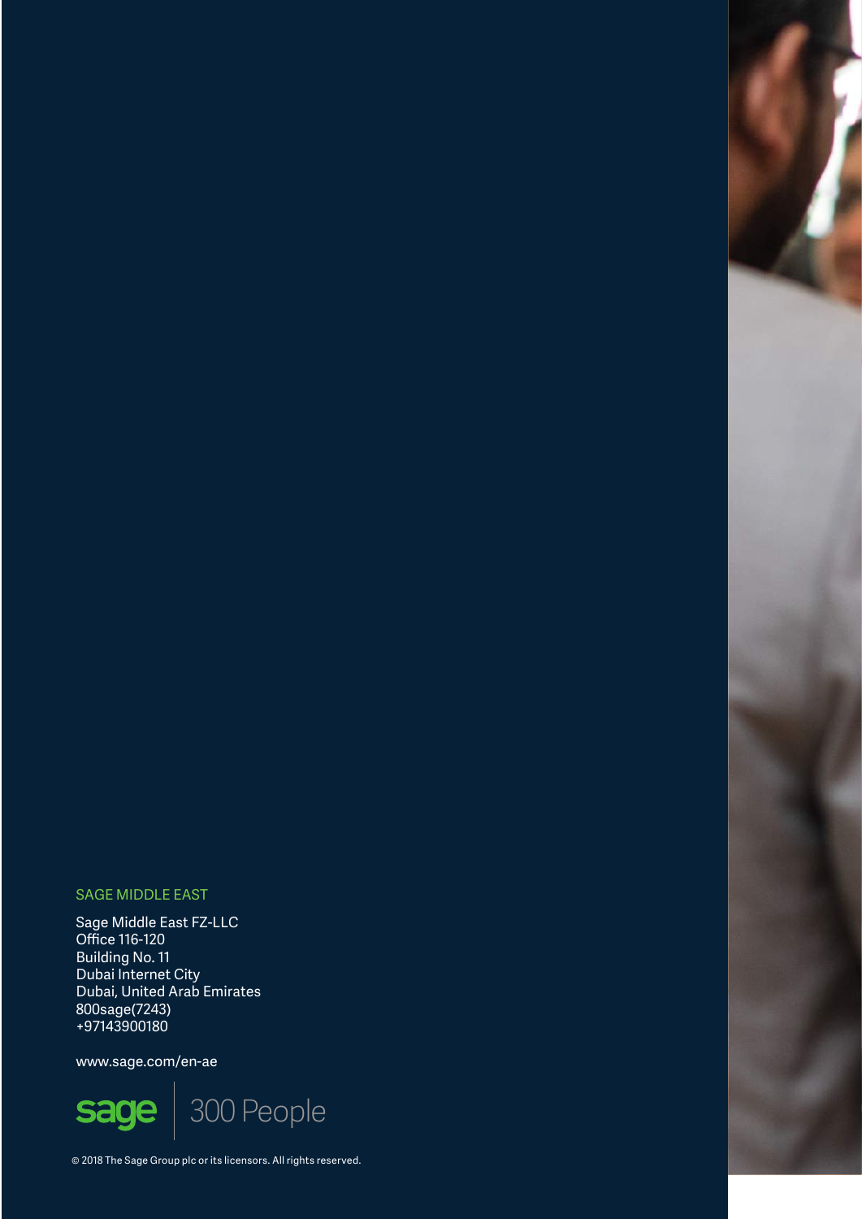SAGE MIDDLE EAST

Sage Middle East FZ-LLC
Office 116-120
Building No. 11
Dubai Internet City
Dubai, United Arab Emirates
800sage(7243)
+97143900180

www.sage.com/en-ae

sage | 300 People

© 2018 The Sage Group plc or its licensors. All rights reserved.